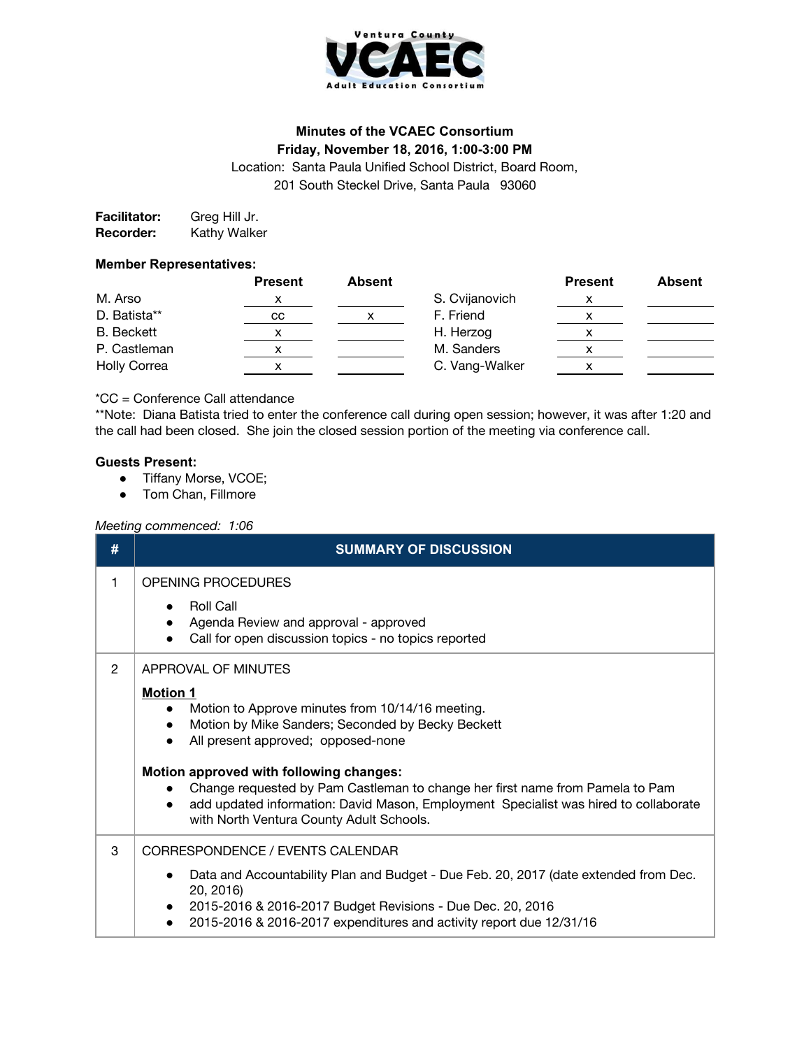Ventura County VCAEC Adult Education Consortium

**Minutes of the VCAEC Consortium**
**Friday, November 18, 2016, 1:00-3:00 PM**
Location: Santa Paula Unified School District, Board Room,
201 South Steckel Drive, Santa Paula 93060

**Facilitator:** Greg Hill Jr.
**Recorder:** Kathy Walker

**Member Representatives:**

| | Present | Absent | | Present | Absent |
|---|---|---|---|---|---|
| M. Arso | x | | S. Cvijanovich | x | |
| D. Batista** | cc | x | F. Friend | x | |
| B. Beckett | x | | H. Herzog | x | |
| P. Castleman | x | | M. Sanders | x | |
| Holly Correa | x | | C. Vang-Walker | x | |

*CC = Conference Call attendance
**Note: Diana Batista tried to enter the conference call during open session; however, it was after 1:20 and the call had been closed. She join the closed session portion of the meeting via conference call.

**Guests Present:**

- Tiffany Morse, VCOE;
- Tom Chan, Fillmore

*Meeting commenced: 1:06*

| # | SUMMARY OF DISCUSSION |
|---|---|
| 1 | OPENING PROCEDURES<br>• Roll Call<br>• Agenda Review and approval - approved<br>• Call for open discussion topics - no topics reported |
| 2 | APPROVAL OF MINUTES<br>**Motion 1**<br>• Motion to Approve minutes from 10/14/16 meeting.<br>• Motion by Mike Sanders; Seconded by Becky Beckett<br>• All present approved; opposed-none<br><br>**Motion approved with following changes:**<br>• Change requested by Pam Castleman to change her first name from Pamela to Pam<br>• add updated information: David Mason, Employment Specialist was hired to collaborate with North Ventura County Adult Schools. |
| 3 | CORRESPONDENCE / EVENTS CALENDAR<br>• Data and Accountability Plan and Budget - Due Feb. 20, 2017 (date extended from Dec. 20, 2016)<br>• 2015-2016 & 2016-2017 Budget Revisions - Due Dec. 20, 2016<br>• 2015-2016 & 2016-2017 expenditures and activity report due 12/31/16 |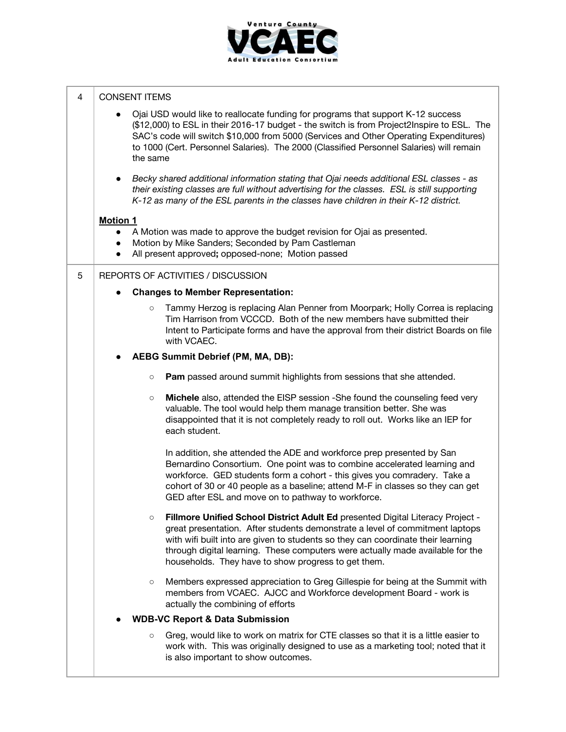| | |
|---|---|
| 4 | CONSENT ITEMS<br><br>• Ojai USD would like to reallocate funding for programs that support K-12 success ($12,000) to ESL in their 2016-17 budget - the switch is from Project2Inspire to ESL. The SAC's code will switch $10,000 from 5000 (Services and Other Operating Expenditures) to 1000 (Cert. Personnel Salaries). The 2000 (Classified Personnel Salaries) will remain the same<br><br>• *Becky shared additional information stating that Ojai needs additional ESL classes - as their existing classes are full without advertising for the classes. ESL is still supporting K-12 as many of the ESL parents in the classes have children in their K-12 district.*<br><br>**Motion 1**<br>• A Motion was made to approve the budget revision for Ojai as presented.<br>• Motion by Mike Sanders; Seconded by Pam Castleman<br>• All present approved**;** opposed-none; Motion passed |
| 5 | REPORTS OF ACTIVITIES / DISCUSSION<br><br>• **Changes to Member Representation:**<br>  ○ Tammy Herzog is replacing Alan Penner from Moorpark; Holly Correa is replacing Tim Harrison from VCCCD. Both of the new members have submitted their Intent to Participate forms and have the approval from their district Boards on file with VCAEC.<br><br>• **AEBG Summit Debrief (PM, MA, DB):**<br>  ○ **Pam** passed around summit highlights from sessions that she attended.<br>  ○ **Michele** also, attended the EISP session -She found the counseling feed very valuable. The tool would help them manage transition better. She was disappointed that it is not completely ready to roll out. Works like an IEP for each student.<br><br>  In addition, she attended the ADE and workforce prep presented by San Bernardino Consortium. One point was to combine accelerated learning and workforce. GED students form a cohort - this gives you comradery. Take a cohort of 30 or 40 people as a baseline; attend M-F in classes so they can get GED after ESL and move on to pathway to workforce.<br>  ○ **Fillmore Unified School District Adult Ed** presented Digital Literacy Project - great presentation. After students demonstrate a level of commitment laptops with wifi built into are given to students so they can coordinate their learning through digital learning. These computers were actually made available for the households. They have to show progress to get them.<br>  ○ Members expressed appreciation to Greg Gillespie for being at the Summit with members from VCAEC. AJCC and Workforce development Board - work is actually the combining of efforts<br><br>• **WDB-VC Report & Data Submission**<br>  ○ Greg, would like to work on matrix for CTE classes so that it is a little easier to work with. This was originally designed to use as a marketing tool; noted that it is also important to show outcomes. |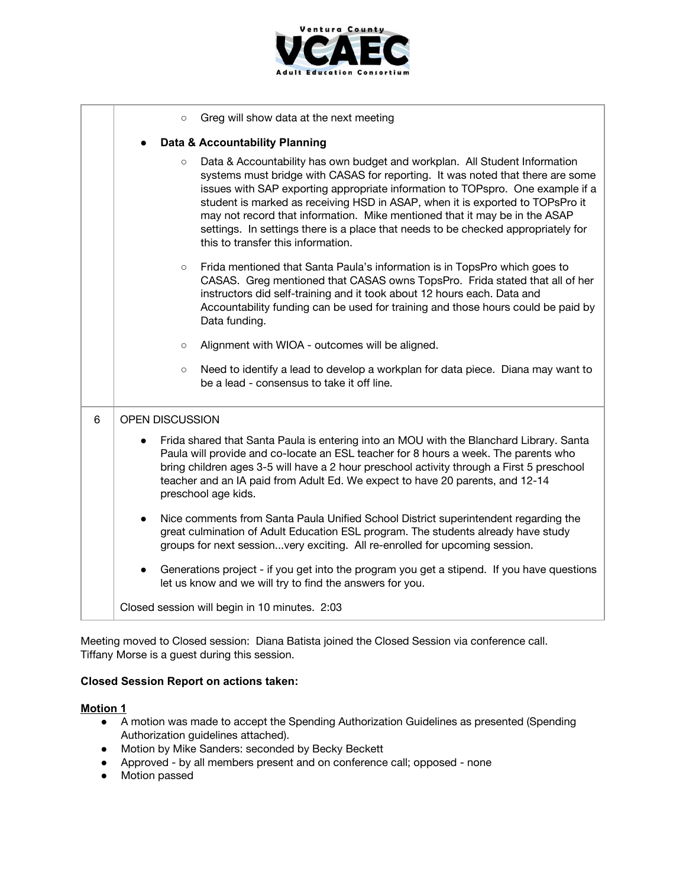| | |
|---|---|
| | ○ Greg will show data at the next meeting<br><br>● **Data & Accountability Planning**<br>○ Data & Accountability has own budget and workplan. All Student Information systems must bridge with CASAS for reporting. It was noted that there are some issues with SAP exporting appropriate information to TOPspro. One example if a student is marked as receiving HSD in ASAP, when it is exported to TOPsPro it may not record that information. Mike mentioned that it may be in the ASAP settings. In settings there is a place that needs to be checked appropriately for this to transfer this information.<br>○ Frida mentioned that Santa Paula's information is in TopsPro which goes to CASAS. Greg mentioned that CASAS owns TopsPro. Frida stated that all of her instructors did self-training and it took about 12 hours each. Data and Accountability funding can be used for training and those hours could be paid by Data funding.<br>○ Alignment with WIOA - outcomes will be aligned.<br>○ Need to identify a lead to develop a workplan for data piece. Diana may want to be a lead - consensus to take it off line. |
| 6 | OPEN DISCUSSION<br><br>● Frida shared that Santa Paula is entering into an MOU with the Blanchard Library. Santa Paula will provide and co-locate an ESL teacher for 8 hours a week. The parents who bring children ages 3-5 will have a 2 hour preschool activity through a First 5 preschool teacher and an IA paid from Adult Ed. We expect to have 20 parents, and 12-14 preschool age kids.<br>● Nice comments from Santa Paula Unified School District superintendent regarding the great culmination of Adult Education ESL program. The students already have study groups for next session...very exciting. All re-enrolled for upcoming session.<br>● Generations project - if you get into the program you get a stipend. If you have questions let us know and we will try to find the answers for you.<br><br>Closed session will begin in 10 minutes. 2:03 |

Meeting moved to Closed session: Diana Batista joined the Closed Session via conference call.
Tiffany Morse is a guest during this session.

**Closed Session Report on actions taken:**

**Motion 1**

- A motion was made to accept the Spending Authorization Guidelines as presented (Spending Authorization guidelines attached).
- Motion by Mike Sanders: seconded by Becky Beckett
- Approved - by all members present and on conference call; opposed - none
- Motion passed